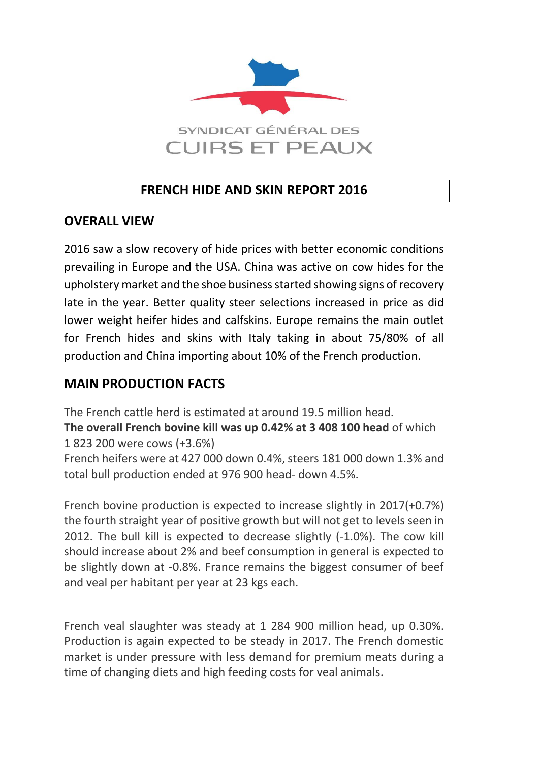SYNDICAT GÉNÉRAL DES

CUIRS ET PEAUX

# FRENCH HIDE AND SKIN REPORT 2016

## OVERALL VIEW

2016 saw a slow recovery of hide prices with better economic conditions prevailing in Europe and the USA. China was active on cow hides for the upholstery market and the shoe business started showing signs of recovery late in the year. Better quality steer selections increased in price as did lower weight heifer hides and calfskins. Europe remains the main outlet for French hides and skins with Italy taking in about 75/80% of all production and China importing about 10% of the French production.

## MAIN PRODUCTION FACTS

The French cattle herd is estimated at around 19.5 million head.
**The overall French bovine kill was up 0.42% at 3 408 100 head** of which 1 823 200 were cows (+3.6%)
French heifers were at 427 000 down 0.4%, steers 181 000 down 1.3% and total bull production ended at 976 900 head- down 4.5%.

French bovine production is expected to increase slightly in 2017(+0.7%) the fourth straight year of positive growth but will not get to levels seen in 2012. The bull kill is expected to decrease slightly (-1.0%). The cow kill should increase about 2% and beef consumption in general is expected to be slightly down at -0.8%. France remains the biggest consumer of beef and veal per habitant per year at 23 kgs each.

French veal slaughter was steady at 1 284 900 million head, up 0.30%. Production is again expected to be steady in 2017. The French domestic market is under pressure with less demand for premium meats during a time of changing diets and high feeding costs for veal animals.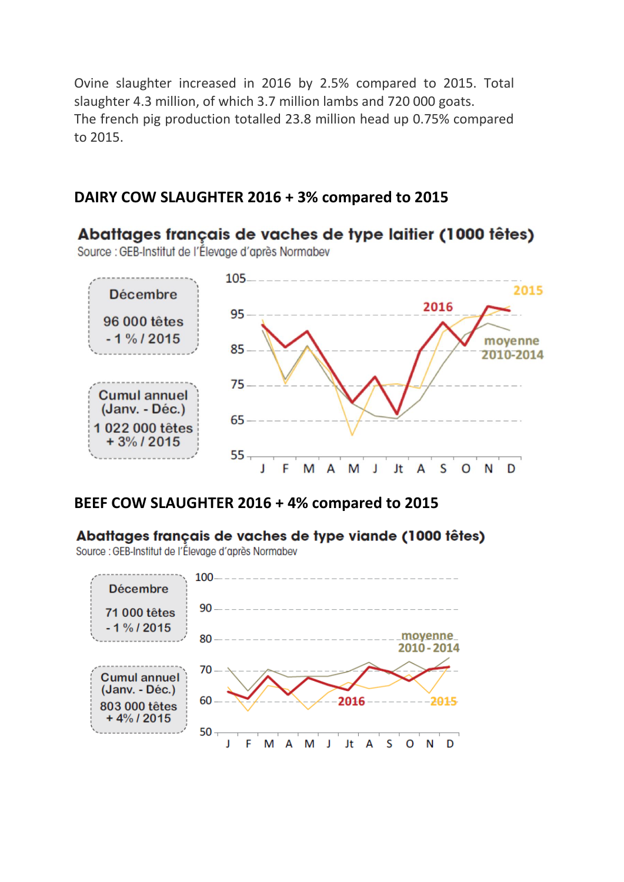Ovine slaughter increased in 2016 by 2.5% compared to 2015. Total slaughter 4.3 million, of which 3.7 million lambs and 720 000 goats.
The french pig production totalled 23.8 million head up 0.75% compared to 2015.

## DAIRY COW SLAUGHTER 2016 + 3% compared to 2015

**Abattages français de vaches de type laitier (1000 têtes)**
Source : GEB-Institut de l'Élevage d'après Normabev

Décembre
96 000 têtes
- 1 % / 2015

Cumul annuel (Janv. - Déc.)
1 022 000 têtes
+ 3% / 2015

## BEEF COW SLAUGHTER 2016 + 4% compared to 2015

**Abattages français de vaches de type viande (1000 têtes)**
Source : GEB-Institut de l'Élevage d'après Normabev

Décembre
71 000 têtes
- 1 % / 2015

Cumul annuel (Janv. - Déc.)
803 000 têtes
+ 4% / 2015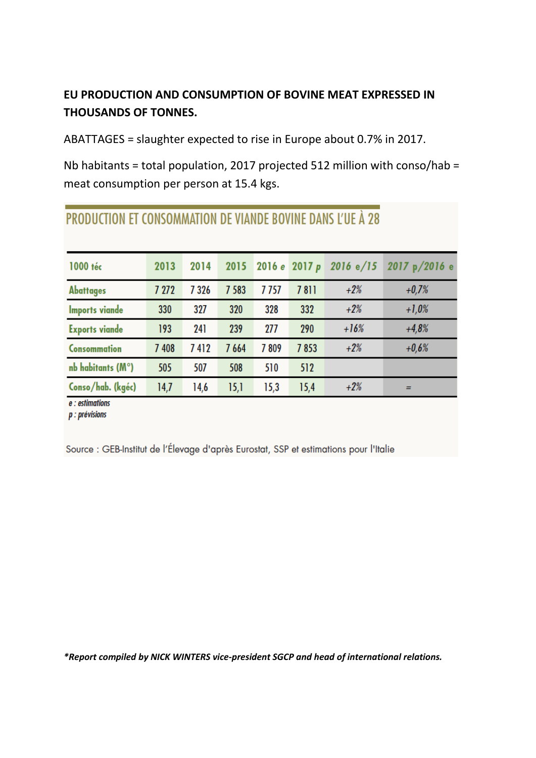**EU PRODUCTION AND CONSUMPTION OF BOVINE MEAT EXPRESSED IN THOUSANDS OF TONNES.**

ABATTAGES = slaughter expected to rise in Europe about 0.7% in 2017.

Nb habitants = total population, 2017 projected 512 million with conso/hab = meat consumption per person at 15.4 kgs.

## PRODUCTION ET CONSOMMATION DE VIANDE BOVINE DANS L'UE À 28

| 1000 téc | 2013 | 2014 | 2015 | 2016 *e* | 2017 *p* | *2016 e/15* | *2017 p/2016 e* |
|---|---|---|---|---|---|---|---|
| Abattages | 7 272 | 7 326 | 7 583 | 7 757 | 7 811 | *+2%* | *+0,7%* |
| Imports viande | 330 | 327 | 320 | 328 | 332 | *+2%* | *+1,0%* |
| Exports viande | 193 | 241 | 239 | 277 | 290 | *+16%* | *+4,8%* |
| Consommation | 7 408 | 7 412 | 7 664 | 7 809 | 7 853 | *+2%* | *+0,6%* |
| nb habitants (M°) | 505 | 507 | 508 | 510 | 512 | | |
| Conso/hab. (kgéc) | 14,7 | 14,6 | 15,1 | 15,3 | 15,4 | *+2%* | = |

*e : estimations*
*p : prévisions*

Source : GEB-Institut de l'Élevage d'après Eurostat, SSP et estimations pour l'Italie

***Report compiled by NICK WINTERS vice-president SGCP and head of international relations.***